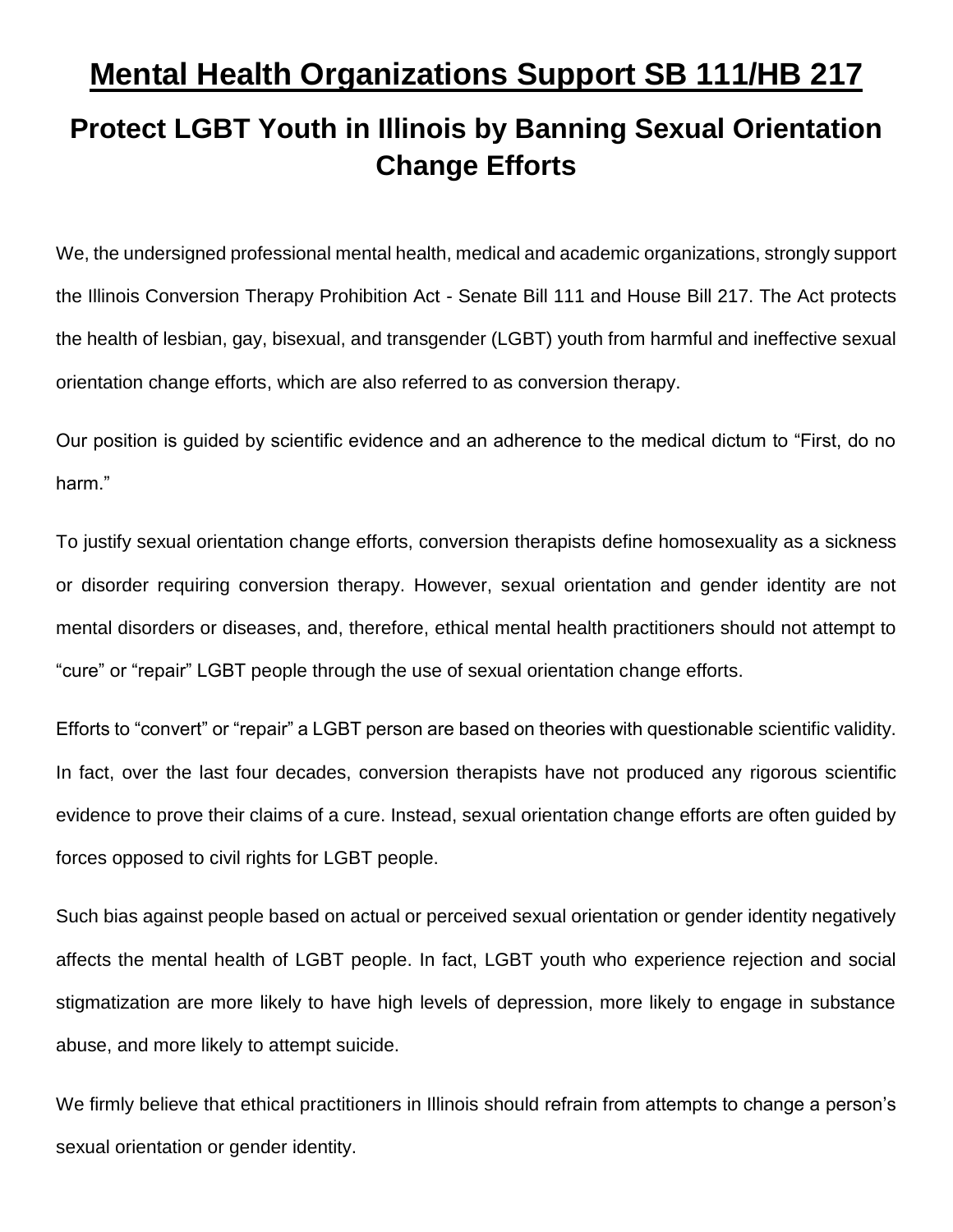# Mental Health Organizations Support SB 111/HB 217

## Protect LGBT Youth in Illinois by Banning Sexual Orientation Change Efforts

We, the undersigned professional mental health, medical and academic organizations, strongly support the Illinois Conversion Therapy Prohibition Act - Senate Bill 111 and House Bill 217. The Act protects the health of lesbian, gay, bisexual, and transgender (LGBT) youth from harmful and ineffective sexual orientation change efforts, which are also referred to as conversion therapy.

Our position is guided by scientific evidence and an adherence to the medical dictum to "First, do no harm."

To justify sexual orientation change efforts, conversion therapists define homosexuality as a sickness or disorder requiring conversion therapy. However, sexual orientation and gender identity are not mental disorders or diseases, and, therefore, ethical mental health practitioners should not attempt to "cure" or "repair" LGBT people through the use of sexual orientation change efforts.

Efforts to "convert" or "repair" a LGBT person are based on theories with questionable scientific validity. In fact, over the last four decades, conversion therapists have not produced any rigorous scientific evidence to prove their claims of a cure. Instead, sexual orientation change efforts are often guided by forces opposed to civil rights for LGBT people.

Such bias against people based on actual or perceived sexual orientation or gender identity negatively affects the mental health of LGBT people. In fact, LGBT youth who experience rejection and social stigmatization are more likely to have high levels of depression, more likely to engage in substance abuse, and more likely to attempt suicide.

We firmly believe that ethical practitioners in Illinois should refrain from attempts to change a person's sexual orientation or gender identity.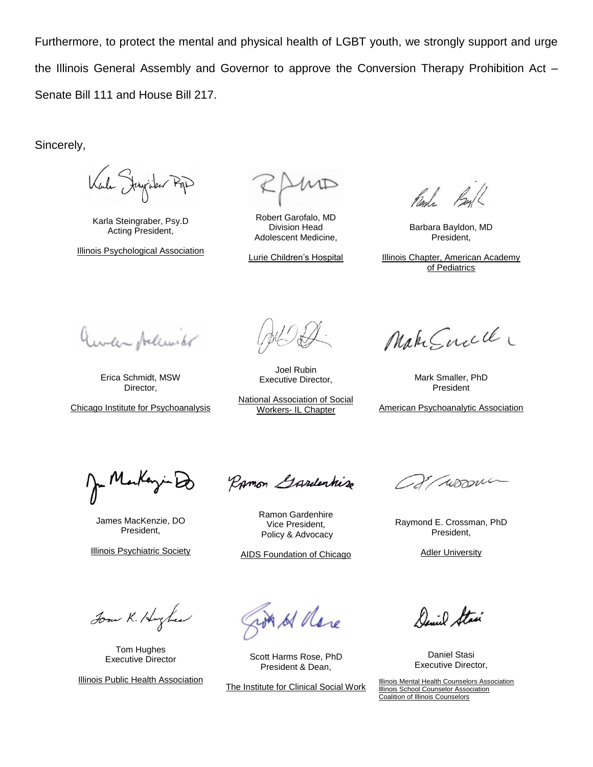Furthermore, to protect the mental and physical health of LGBT youth, we strongly support and urge the Illinois General Assembly and Governor to approve the Conversion Therapy Prohibition Act – Senate Bill 111 and House Bill 217.

Sincerely,

Karla Steingraber, Psy.D
Acting President,
Illinois Psychological Association

Robert Garofalo, MD
Division Head
Adolescent Medicine,
Lurie Children's Hospital

Barbara Bayldon, MD
President,
Illinois Chapter, American Academy of Pediatrics

Erica Schmidt, MSW
Director,
Chicago Institute for Psychoanalysis

Joel Rubin
Executive Director,
National Association of Social Workers- IL Chapter

Mark Smaller, PhD
President
American Psychoanalytic Association

James MacKenzie, DO
President,
Illinois Psychiatric Society

Ramon Gardenhire
Vice President,
Policy & Advocacy
AIDS Foundation of Chicago

Raymond E. Crossman, PhD
President,
Adler University

Tom Hughes
Executive Director
Illinois Public Health Association

Scott Harms Rose, PhD
President & Dean,
The Institute for Clinical Social Work

Daniel Stasi
Executive Director,
Illinois Mental Health Counselors Association
Illinois School Counselor Association
Coalition of Illinois Counselors